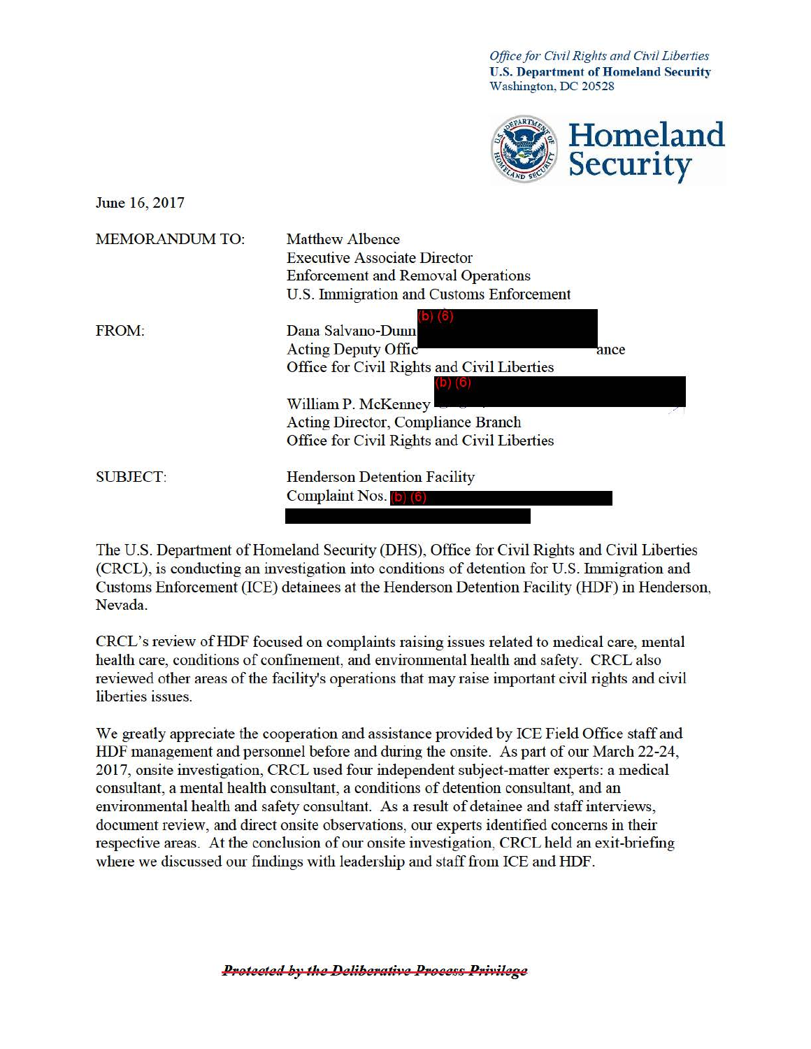*Office for Civil Rights and Civil Liberties*
**U.S. Department of Homeland Security**
Washington, DC 20528

**Homeland Security**

June 16, 2017

MEMORANDUM TO: Matthew Albence
Executive Associate Director
Enforcement and Removal Operations
U.S. Immigration and Customs Enforcement

FROM: Dana Salvano-Dunn (b) (6)
Acting Deputy Offic[(b) (6)]ance
Office for Civil Rights and Civil Liberties

William P. McKenney (b) (6)
Acting Director, Compliance Branch
Office for Civil Rights and Civil Liberties

SUBJECT: Henderson Detention Facility
Complaint Nos. (b) (6)

The U.S. Department of Homeland Security (DHS), Office for Civil Rights and Civil Liberties (CRCL), is conducting an investigation into conditions of detention for U.S. Immigration and Customs Enforcement (ICE) detainees at the Henderson Detention Facility (HDF) in Henderson, Nevada.

CRCL's review of HDF focused on complaints raising issues related to medical care, mental health care, conditions of confinement, and environmental health and safety. CRCL also reviewed other areas of the facility's operations that may raise important civil rights and civil liberties issues.

We greatly appreciate the cooperation and assistance provided by ICE Field Office staff and HDF management and personnel before and during the onsite. As part of our March 22-24, 2017, onsite investigation, CRCL used four independent subject-matter experts: a medical consultant, a mental health consultant, a conditions of detention consultant, and an environmental health and safety consultant. As a result of detainee and staff interviews, document review, and direct onsite observations, our experts identified concerns in their respective areas. At the conclusion of our onsite investigation, CRCL held an exit-briefing where we discussed our findings with leadership and staff from ICE and HDF.

~~***Protected by the Deliberative Process Privilege***~~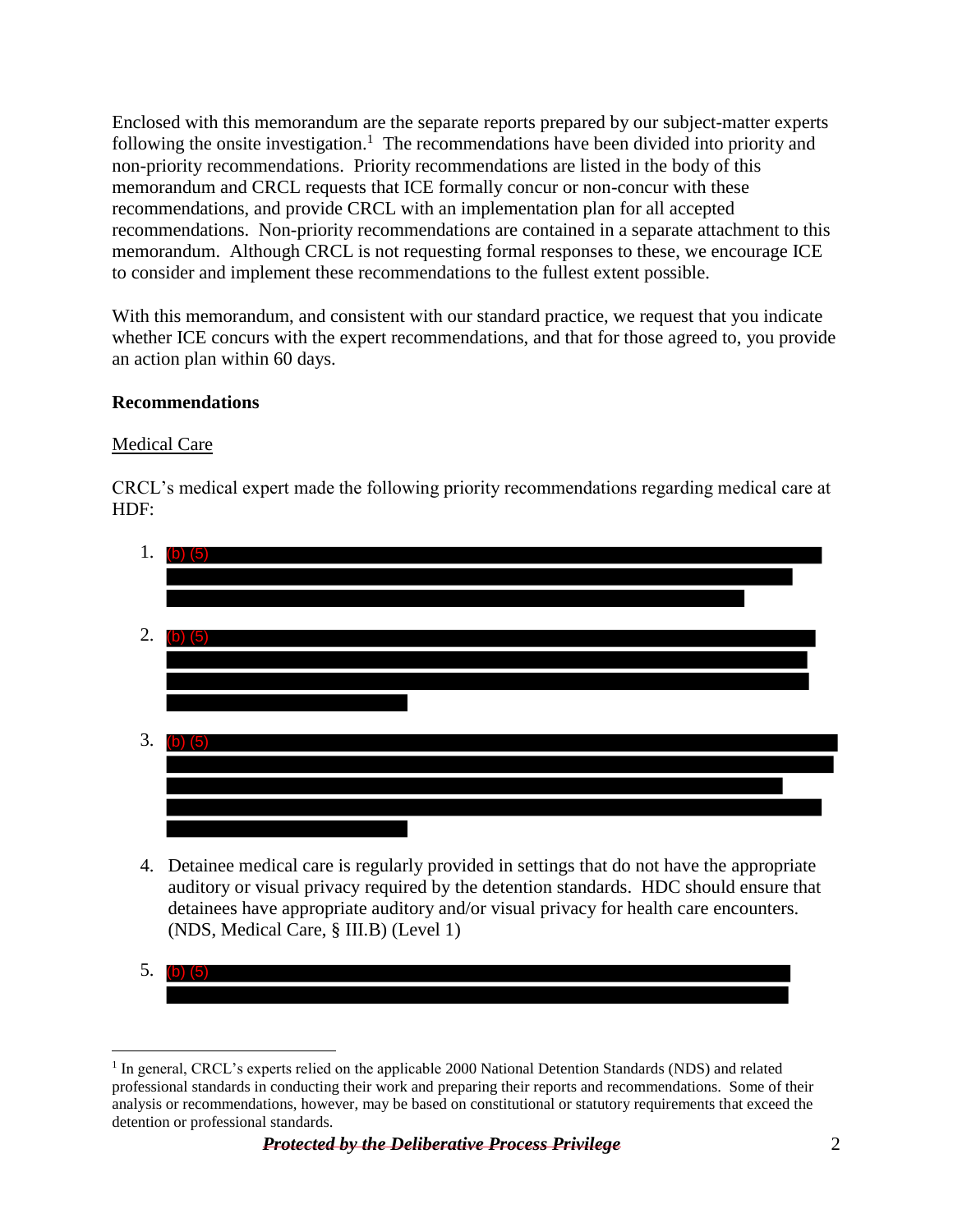Enclosed with this memorandum are the separate reports prepared by our subject-matter experts following the onsite investigation.[1] The recommendations have been divided into priority and non-priority recommendations. Priority recommendations are listed in the body of this memorandum and CRCL requests that ICE formally concur or non-concur with these recommendations, and provide CRCL with an implementation plan for all accepted recommendations. Non-priority recommendations are contained in a separate attachment to this memorandum. Although CRCL is not requesting formal responses to these, we encourage ICE to consider and implement these recommendations to the fullest extent possible.

With this memorandum, and consistent with our standard practice, we request that you indicate whether ICE concurs with the expert recommendations, and that for those agreed to, you provide an action plan within 60 days.

**Recommendations**

Medical Care

CRCL's medical expert made the following priority recommendations regarding medical care at HDF:

1. (b) (5)

2. (b) (5)

3. (b) (5)

4. Detainee medical care is regularly provided in settings that do not have the appropriate auditory or visual privacy required by the detention standards. HDC should ensure that detainees have appropriate auditory and/or visual privacy for health care encounters. (NDS, Medical Care, § III.B) (Level 1)

5. (b) (5)

[1] In general, CRCL's experts relied on the applicable 2000 National Detention Standards (NDS) and related professional standards in conducting their work and preparing their reports and recommendations. Some of their analysis or recommendations, however, may be based on constitutional or statutory requirements that exceed the detention or professional standards.

~~***Protected by the Deliberative Process Privilege***~~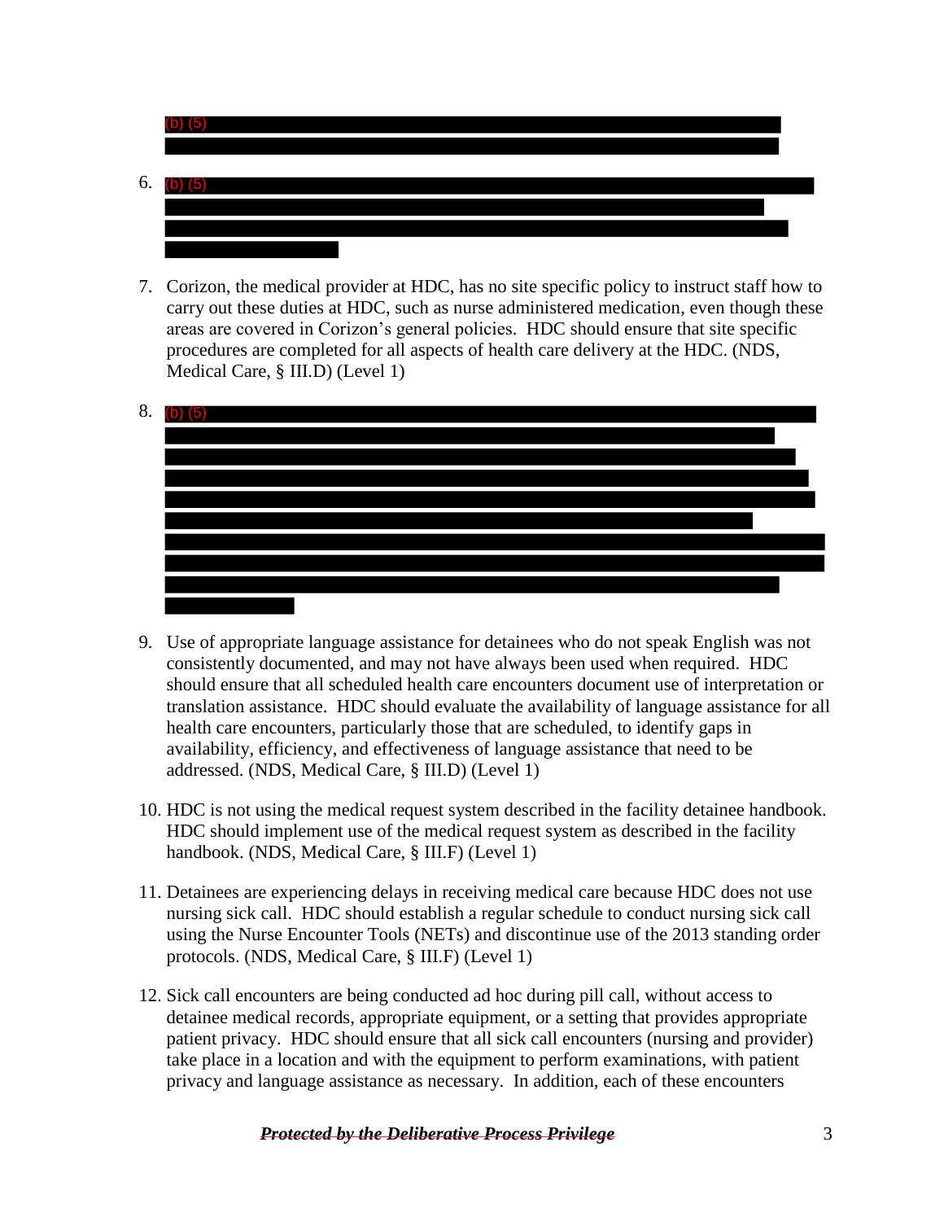(b) (5)

6. (b) (5)

7. Corizon, the medical provider at HDC, has no site specific policy to instruct staff how to carry out these duties at HDC, such as nurse administered medication, even though these areas are covered in Corizon's general policies. HDC should ensure that site specific procedures are completed for all aspects of health care delivery at the HDC. (NDS, Medical Care, § III.D) (Level 1)

8. (b) (5)

9. Use of appropriate language assistance for detainees who do not speak English was not consistently documented, and may not have always been used when required. HDC should ensure that all scheduled health care encounters document use of interpretation or translation assistance. HDC should evaluate the availability of language assistance for all health care encounters, particularly those that are scheduled, to identify gaps in availability, efficiency, and effectiveness of language assistance that need to be addressed. (NDS, Medical Care, § III.D) (Level 1)

10. HDC is not using the medical request system described in the facility detainee handbook. HDC should implement use of the medical request system as described in the facility handbook. (NDS, Medical Care, § III.F) (Level 1)

11. Detainees are experiencing delays in receiving medical care because HDC does not use nursing sick call. HDC should establish a regular schedule to conduct nursing sick call using the Nurse Encounter Tools (NETs) and discontinue use of the 2013 standing order protocols. (NDS, Medical Care, § III.F) (Level 1)

12. Sick call encounters are being conducted ad hoc during pill call, without access to detainee medical records, appropriate equipment, or a setting that provides appropriate patient privacy. HDC should ensure that all sick call encounters (nursing and provider) take place in a location and with the equipment to perform examinations, with patient privacy and language assistance as necessary. In addition, each of these encounters

~~***Protected by the Deliberative Process Privilege***~~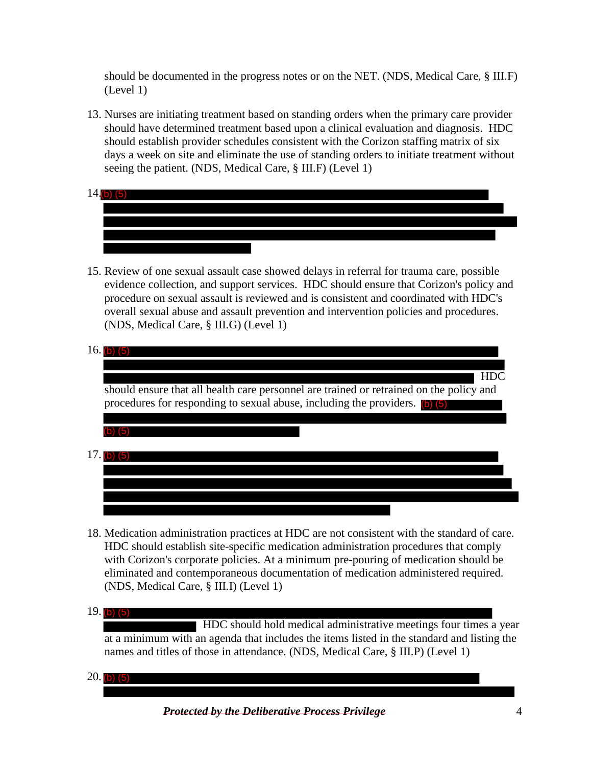should be documented in the progress notes or on the NET. (NDS, Medical Care, § III.F) (Level 1)

13. Nurses are initiating treatment based on standing orders when the primary care provider should have determined treatment based upon a clinical evaluation and diagnosis. HDC should establish provider schedules consistent with the Corizon staffing matrix of six days a week on site and eliminate the use of standing orders to initiate treatment without seeing the patient. (NDS, Medical Care, § III.F) (Level 1)

14. (b) (5)

15. Review of one sexual assault case showed delays in referral for trauma care, possible evidence collection, and support services. HDC should ensure that Corizon's policy and procedure on sexual assault is reviewed and is consistent and coordinated with HDC's overall sexual abuse and assault prevention and intervention policies and procedures. (NDS, Medical Care, § III.G) (Level 1)

16. (b) (5) HDC should ensure that all health care personnel are trained or retrained on the policy and procedures for responding to sexual abuse, including the providers. (b) (5) (b) (5)

17. (b) (5)

18. Medication administration practices at HDC are not consistent with the standard of care. HDC should establish site-specific medication administration procedures that comply with Corizon's corporate policies. At a minimum pre-pouring of medication should be eliminated and contemporaneous documentation of medication administered required. (NDS, Medical Care, § III.I) (Level 1)

19. (b) (5) HDC should hold medical administrative meetings four times a year at a minimum with an agenda that includes the items listed in the standard and listing the names and titles of those in attendance. (NDS, Medical Care, § III.P) (Level 1)

20. (b) (5)

***~~Protected by the Deliberative Process Privilege~~***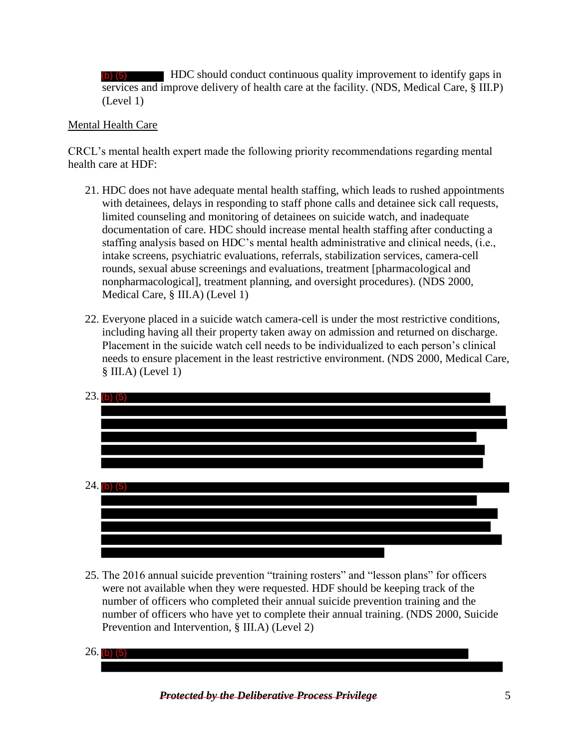(b) (5) HDC should conduct continuous quality improvement to identify gaps in services and improve delivery of health care at the facility. (NDS, Medical Care, § III.P) (Level 1)

Mental Health Care

CRCL's mental health expert made the following priority recommendations regarding mental health care at HDF:

21. HDC does not have adequate mental health staffing, which leads to rushed appointments with detainees, delays in responding to staff phone calls and detainee sick call requests, limited counseling and monitoring of detainees on suicide watch, and inadequate documentation of care. HDC should increase mental health staffing after conducting a staffing analysis based on HDC's mental health administrative and clinical needs, (i.e., intake screens, psychiatric evaluations, referrals, stabilization services, camera-cell rounds, sexual abuse screenings and evaluations, treatment [pharmacological and nonpharmacological], treatment planning, and oversight procedures). (NDS 2000, Medical Care, § III.A) (Level 1)

22. Everyone placed in a suicide watch camera-cell is under the most restrictive conditions, including having all their property taken away on admission and returned on discharge. Placement in the suicide watch cell needs to be individualized to each person's clinical needs to ensure placement in the least restrictive environment. (NDS 2000, Medical Care, § III.A) (Level 1)

23. (b) (5)

24. (b) (5)

25. The 2016 annual suicide prevention "training rosters" and "lesson plans" for officers were not available when they were requested. HDF should be keeping track of the number of officers who completed their annual suicide prevention training and the number of officers who have yet to complete their annual training. (NDS 2000, Suicide Prevention and Intervention, § III.A) (Level 2)

26. (b) (5)

*Protected by the Deliberative Process Privilege*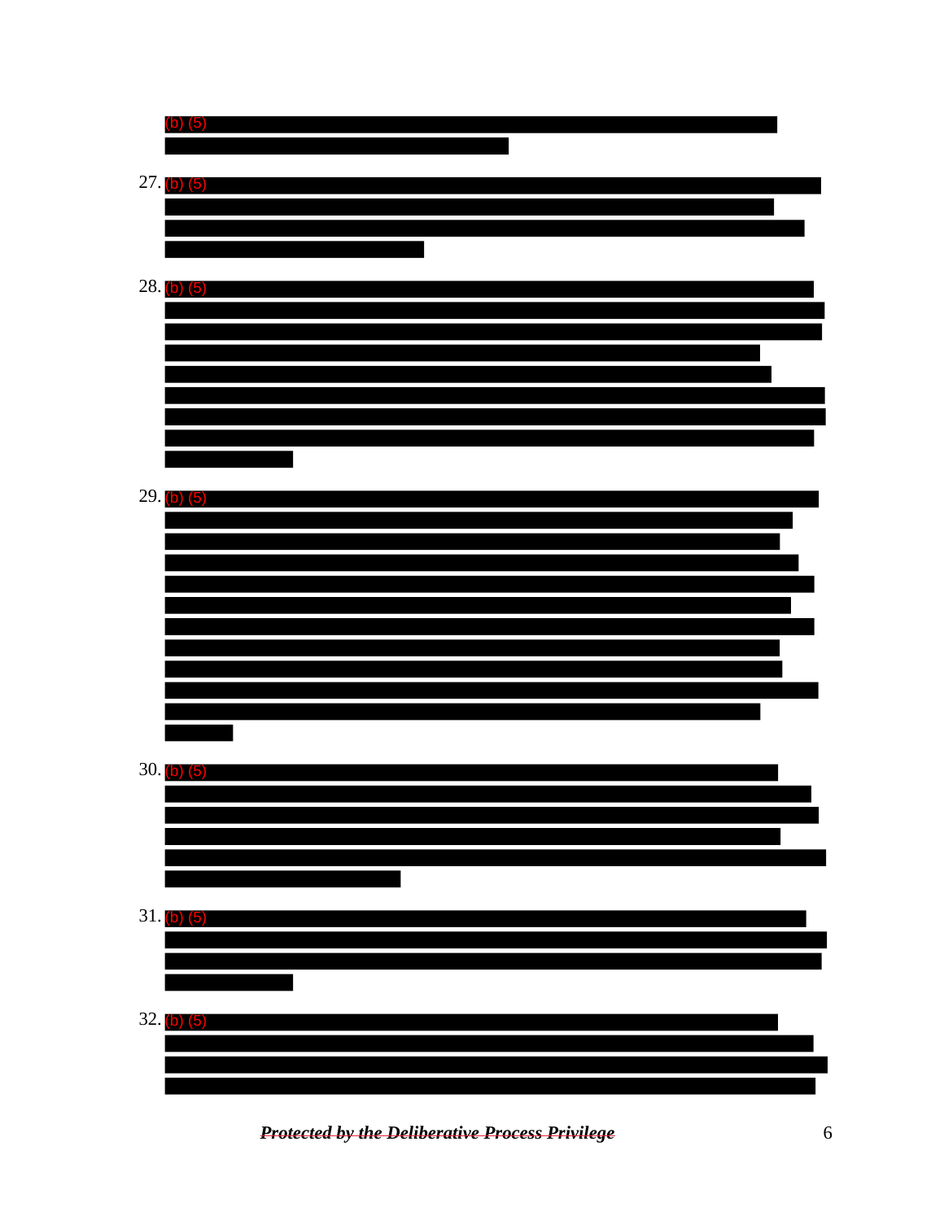(b) (5)

27. (b) (5)

28. (b) (5)

29. (b) (5)

30. (b) (5)

31. (b) (5)

32. (b) (5)

~~*Protected by the Deliberative Process Privilege*~~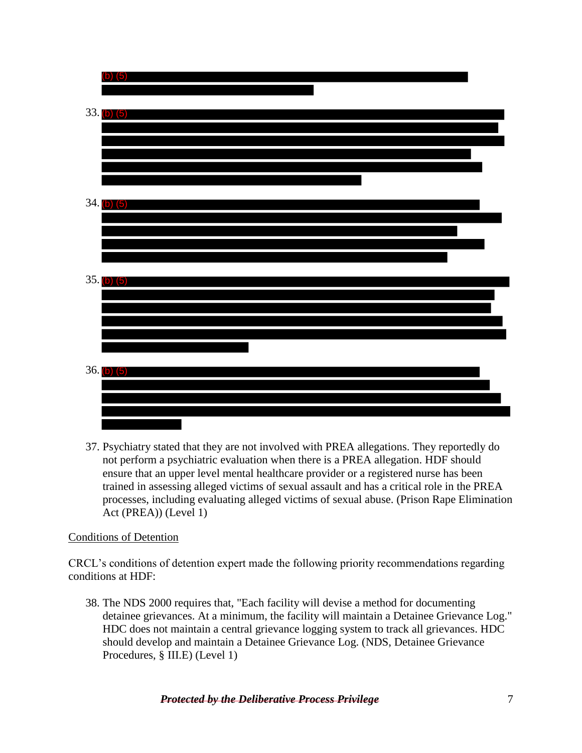(b) (5)

33. (b) (5)

34. (b) (5)

35. (b) (5)

36. (b) (5)

37. Psychiatry stated that they are not involved with PREA allegations. They reportedly do not perform a psychiatric evaluation when there is a PREA allegation. HDF should ensure that an upper level mental healthcare provider or a registered nurse has been trained in assessing alleged victims of sexual assault and has a critical role in the PREA processes, including evaluating alleged victims of sexual abuse. (Prison Rape Elimination Act (PREA)) (Level 1)

<u>Conditions of Detention</u>

CRCL's conditions of detention expert made the following priority recommendations regarding conditions at HDF:

38. The NDS 2000 requires that, "Each facility will devise a method for documenting detainee grievances. At a minimum, the facility will maintain a Detainee Grievance Log." HDC does not maintain a central grievance logging system to track all grievances. HDC should develop and maintain a Detainee Grievance Log. (NDS, Detainee Grievance Procedures, § III.E) (Level 1)

~~***Protected by the Deliberative Process Privilege***~~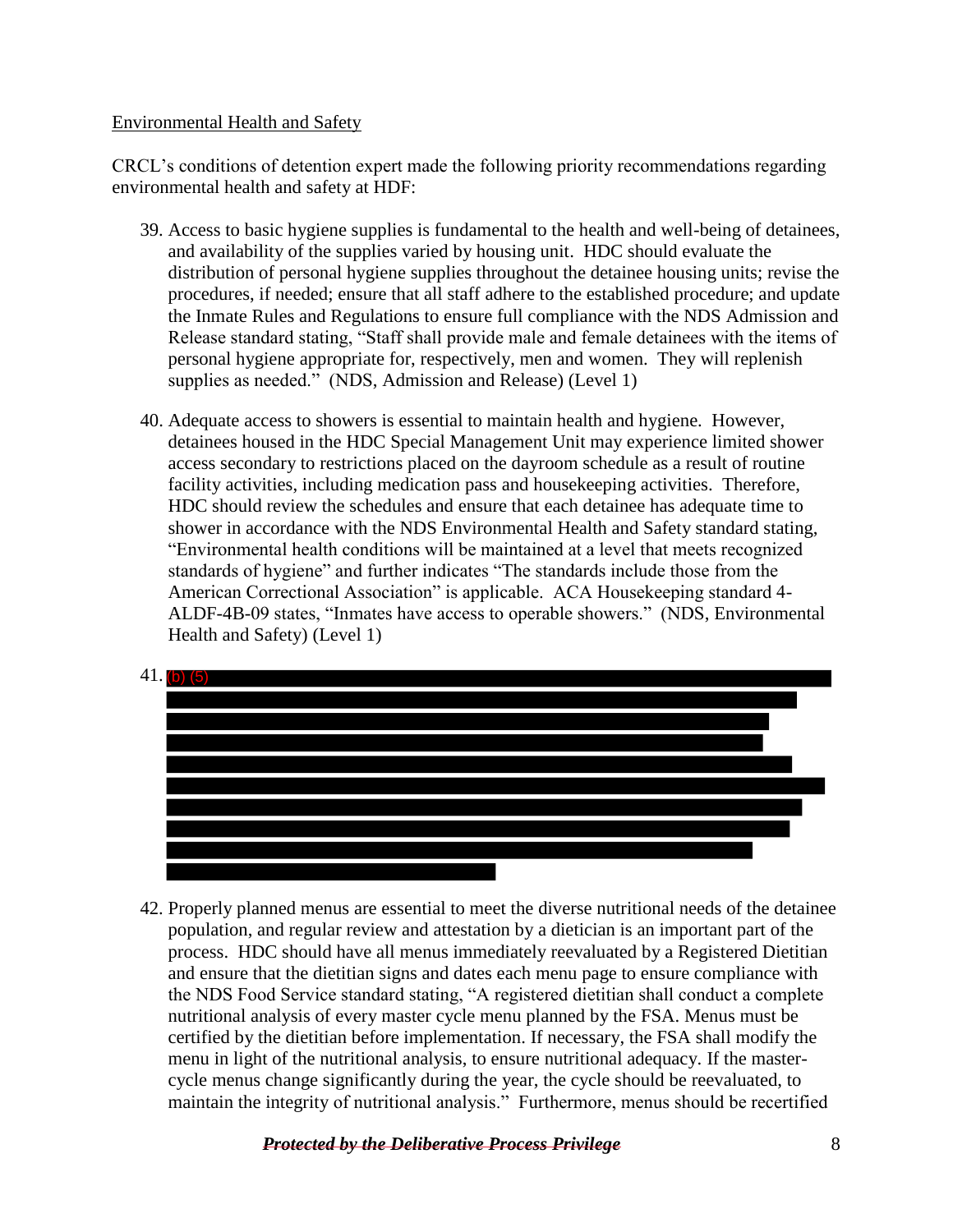Environmental Health and Safety

CRCL's conditions of detention expert made the following priority recommendations regarding environmental health and safety at HDF:

39. Access to basic hygiene supplies is fundamental to the health and well-being of detainees, and availability of the supplies varied by housing unit. HDC should evaluate the distribution of personal hygiene supplies throughout the detainee housing units; revise the procedures, if needed; ensure that all staff adhere to the established procedure; and update the Inmate Rules and Regulations to ensure full compliance with the NDS Admission and Release standard stating, "Staff shall provide male and female detainees with the items of personal hygiene appropriate for, respectively, men and women. They will replenish supplies as needed." (NDS, Admission and Release) (Level 1)

40. Adequate access to showers is essential to maintain health and hygiene. However, detainees housed in the HDC Special Management Unit may experience limited shower access secondary to restrictions placed on the dayroom schedule as a result of routine facility activities, including medication pass and housekeeping activities. Therefore, HDC should review the schedules and ensure that each detainee has adequate time to shower in accordance with the NDS Environmental Health and Safety standard stating, "Environmental health conditions will be maintained at a level that meets recognized standards of hygiene" and further indicates "The standards include those from the American Correctional Association" is applicable. ACA Housekeeping standard 4-ALDF-4B-09 states, "Inmates have access to operable showers." (NDS, Environmental Health and Safety) (Level 1)

41. (b) (5)

42. Properly planned menus are essential to meet the diverse nutritional needs of the detainee population, and regular review and attestation by a dietician is an important part of the process. HDC should have all menus immediately reevaluated by a Registered Dietitian and ensure that the dietitian signs and dates each menu page to ensure compliance with the NDS Food Service standard stating, "A registered dietitian shall conduct a complete nutritional analysis of every master cycle menu planned by the FSA. Menus must be certified by the dietitian before implementation. If necessary, the FSA shall modify the menu in light of the nutritional analysis, to ensure nutritional adequacy. If the master-cycle menus change significantly during the year, the cycle should be reevaluated, to maintain the integrity of nutritional analysis." Furthermore, menus should be recertified

~~***Protected by the Deliberative Process Privilege***~~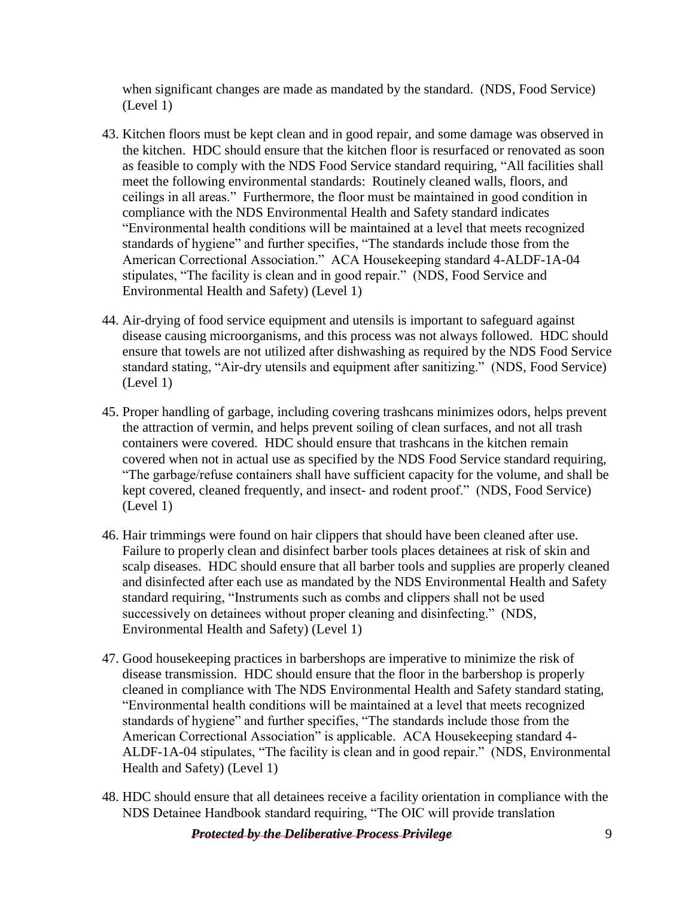when significant changes are made as mandated by the standard. (NDS, Food Service) (Level 1)

43. Kitchen floors must be kept clean and in good repair, and some damage was observed in the kitchen. HDC should ensure that the kitchen floor is resurfaced or renovated as soon as feasible to comply with the NDS Food Service standard requiring, "All facilities shall meet the following environmental standards: Routinely cleaned walls, floors, and ceilings in all areas." Furthermore, the floor must be maintained in good condition in compliance with the NDS Environmental Health and Safety standard indicates "Environmental health conditions will be maintained at a level that meets recognized standards of hygiene" and further specifies, "The standards include those from the American Correctional Association." ACA Housekeeping standard 4-ALDF-1A-04 stipulates, "The facility is clean and in good repair." (NDS, Food Service and Environmental Health and Safety) (Level 1)

44. Air-drying of food service equipment and utensils is important to safeguard against disease causing microorganisms, and this process was not always followed. HDC should ensure that towels are not utilized after dishwashing as required by the NDS Food Service standard stating, "Air-dry utensils and equipment after sanitizing." (NDS, Food Service) (Level 1)

45. Proper handling of garbage, including covering trashcans minimizes odors, helps prevent the attraction of vermin, and helps prevent soiling of clean surfaces, and not all trash containers were covered. HDC should ensure that trashcans in the kitchen remain covered when not in actual use as specified by the NDS Food Service standard requiring, "The garbage/refuse containers shall have sufficient capacity for the volume, and shall be kept covered, cleaned frequently, and insect- and rodent proof." (NDS, Food Service) (Level 1)

46. Hair trimmings were found on hair clippers that should have been cleaned after use. Failure to properly clean and disinfect barber tools places detainees at risk of skin and scalp diseases. HDC should ensure that all barber tools and supplies are properly cleaned and disinfected after each use as mandated by the NDS Environmental Health and Safety standard requiring, "Instruments such as combs and clippers shall not be used successively on detainees without proper cleaning and disinfecting." (NDS, Environmental Health and Safety) (Level 1)

47. Good housekeeping practices in barbershops are imperative to minimize the risk of disease transmission. HDC should ensure that the floor in the barbershop is properly cleaned in compliance with The NDS Environmental Health and Safety standard stating, "Environmental health conditions will be maintained at a level that meets recognized standards of hygiene" and further specifies, "The standards include those from the American Correctional Association" is applicable. ACA Housekeeping standard 4-ALDF-1A-04 stipulates, "The facility is clean and in good repair." (NDS, Environmental Health and Safety) (Level 1)

48. HDC should ensure that all detainees receive a facility orientation in compliance with the NDS Detainee Handbook standard requiring, "The OIC will provide translation

~~***Protected by the Deliberative Process Privilege***~~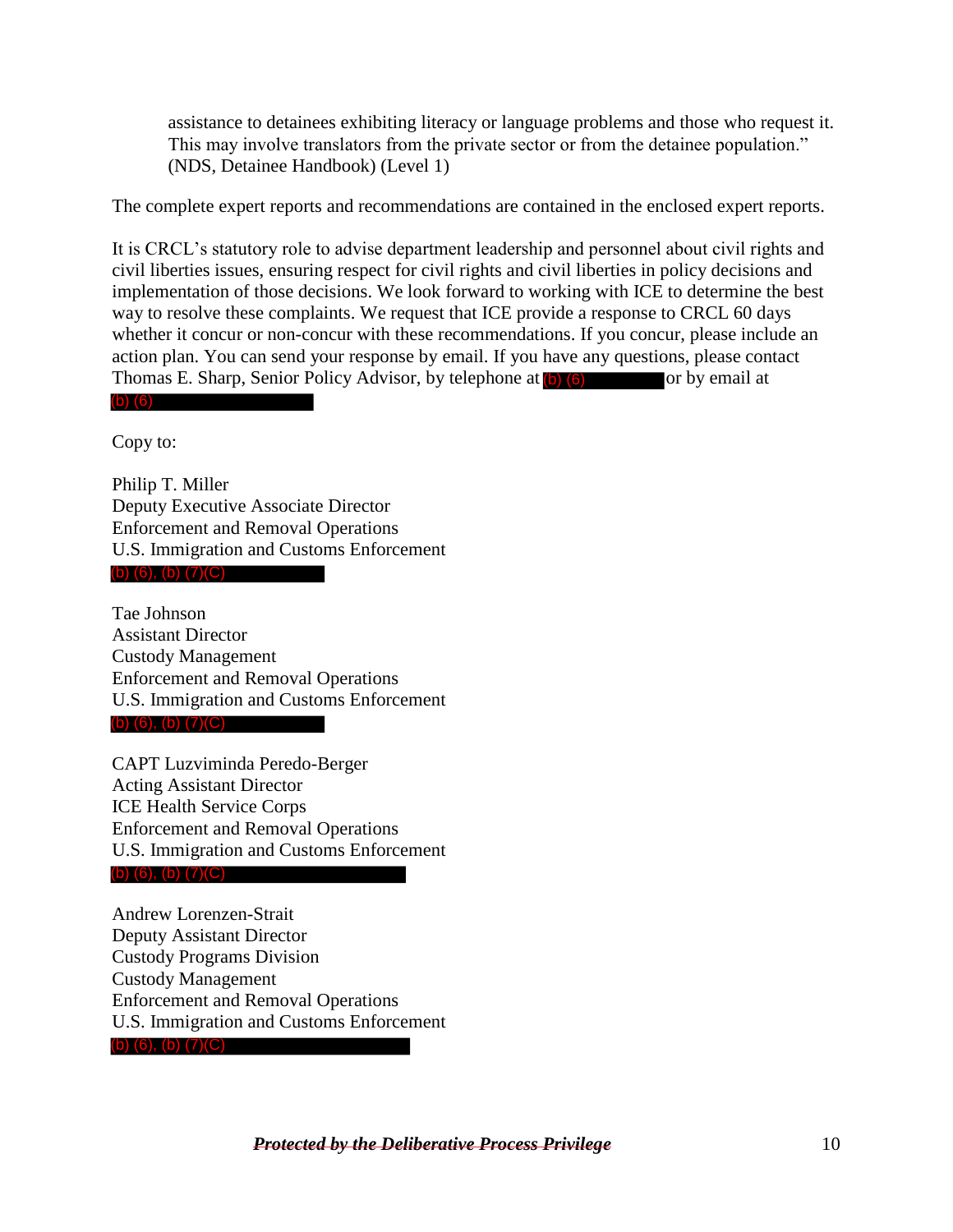assistance to detainees exhibiting literacy or language problems and those who request it. This may involve translators from the private sector or from the detainee population." (NDS, Detainee Handbook) (Level 1)

The complete expert reports and recommendations are contained in the enclosed expert reports.

It is CRCL's statutory role to advise department leadership and personnel about civil rights and civil liberties issues, ensuring respect for civil rights and civil liberties in policy decisions and implementation of those decisions. We look forward to working with ICE to determine the best way to resolve these complaints. We request that ICE provide a response to CRCL 60 days whether it concur or non-concur with these recommendations. If you concur, please include an action plan. You can send your response by email. If you have any questions, please contact Thomas E. Sharp, Senior Policy Advisor, by telephone at (b) (6) or by email at (b) (6)

Copy to:

Philip T. Miller
Deputy Executive Associate Director
Enforcement and Removal Operations
U.S. Immigration and Customs Enforcement
(b) (6), (b) (7)(C)

Tae Johnson
Assistant Director
Custody Management
Enforcement and Removal Operations
U.S. Immigration and Customs Enforcement
(b) (6), (b) (7)(C)

CAPT Luzviminda Peredo-Berger
Acting Assistant Director
ICE Health Service Corps
Enforcement and Removal Operations
U.S. Immigration and Customs Enforcement
(b) (6), (b) (7)(C)

Andrew Lorenzen-Strait
Deputy Assistant Director
Custody Programs Division
Custody Management
Enforcement and Removal Operations
U.S. Immigration and Customs Enforcement
(b) (6), (b) (7)(C)

~~***Protected by the Deliberative Process Privilege***~~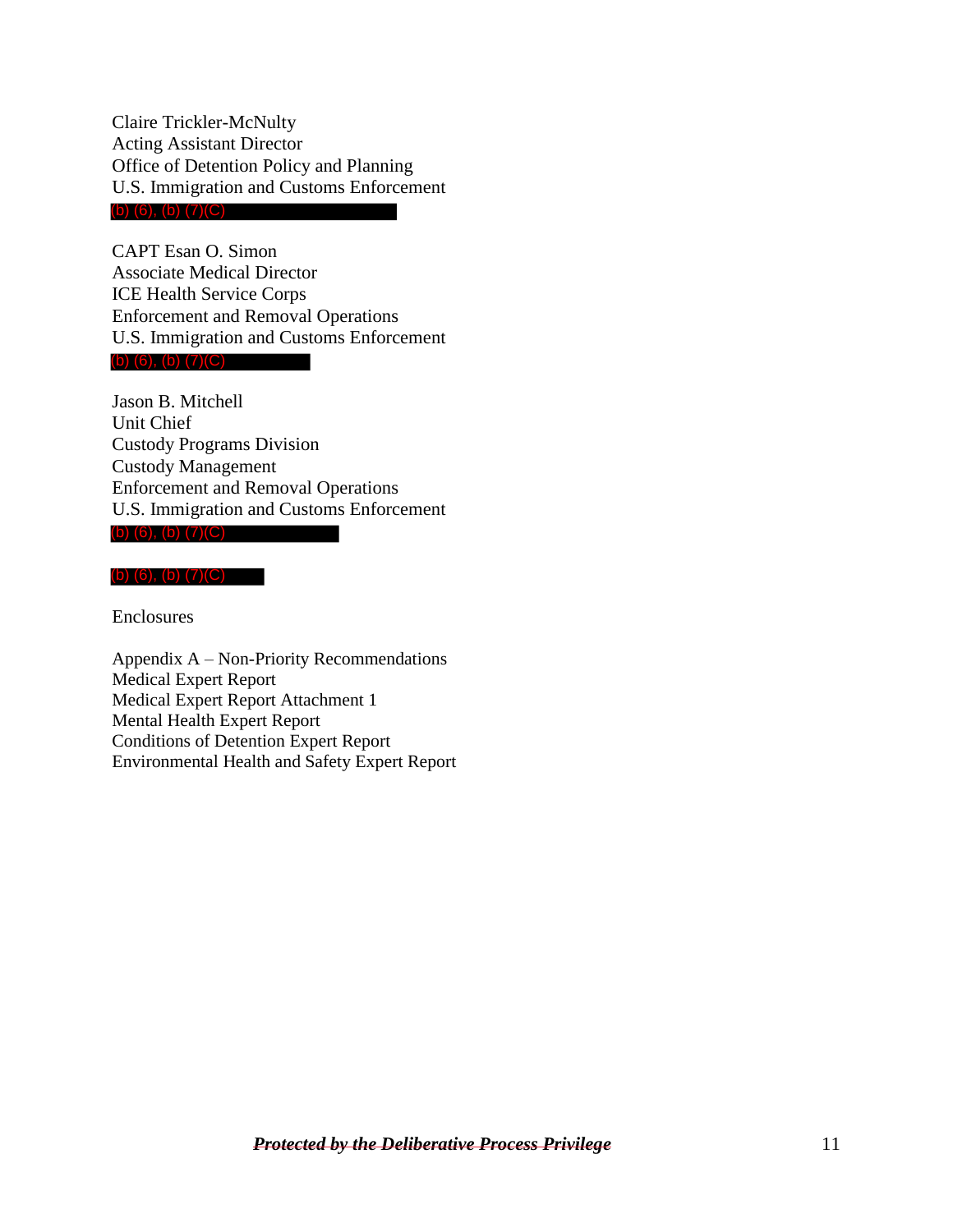Claire Trickler-McNulty
Acting Assistant Director
Office of Detention Policy and Planning
U.S. Immigration and Customs Enforcement
(b) (6), (b) (7)(C)

CAPT Esan O. Simon
Associate Medical Director
ICE Health Service Corps
Enforcement and Removal Operations
U.S. Immigration and Customs Enforcement
(b) (6), (b) (7)(C)

Jason B. Mitchell
Unit Chief
Custody Programs Division
Custody Management
Enforcement and Removal Operations
U.S. Immigration and Customs Enforcement
(b) (6), (b) (7)(C)

(b) (6), (b) (7)(C)

Enclosures

Appendix A – Non-Priority Recommendations
Medical Expert Report
Medical Expert Report Attachment 1
Mental Health Expert Report
Conditions of Detention Expert Report
Environmental Health and Safety Expert Report

***Protected by the Deliberative Process Privilege***